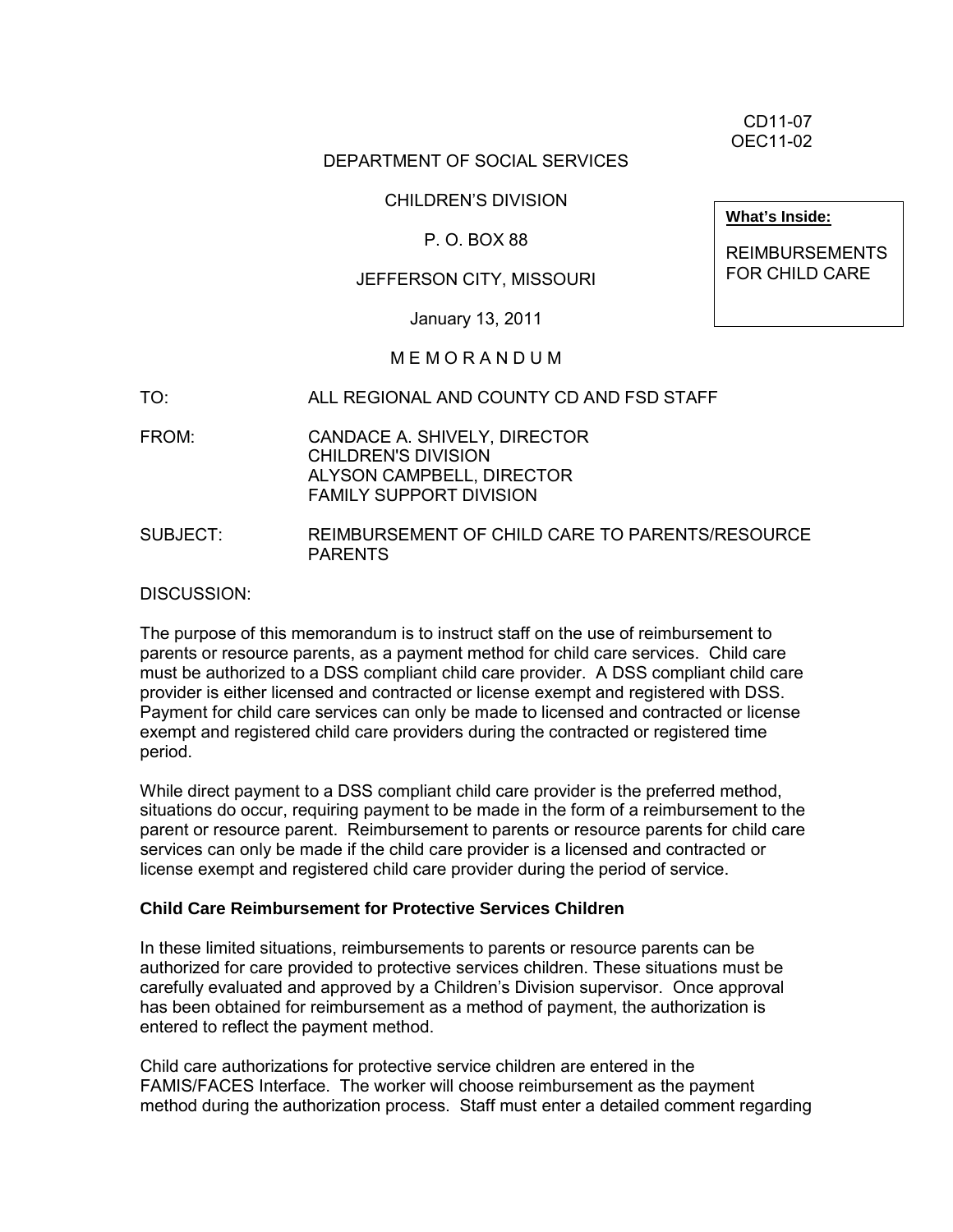CD11-07
OEC11-02

DEPARTMENT OF SOCIAL SERVICES

CHILDREN'S DIVISION

P. O. BOX 88

JEFFERSON CITY, MISSOURI

January 13, 2011

**What's Inside:**

REIMBURSEMENTS FOR CHILD CARE

M E M O R A N D U M

TO: ALL REGIONAL AND COUNTY CD AND FSD STAFF

FROM: CANDACE A. SHIVELY, DIRECTOR
CHILDREN'S DIVISION
ALYSON CAMPBELL, DIRECTOR
FAMILY SUPPORT DIVISION

SUBJECT: REIMBURSEMENT OF CHILD CARE TO PARENTS/RESOURCE PARENTS

DISCUSSION:

The purpose of this memorandum is to instruct staff on the use of reimbursement to parents or resource parents, as a payment method for child care services. Child care must be authorized to a DSS compliant child care provider. A DSS compliant child care provider is either licensed and contracted or license exempt and registered with DSS. Payment for child care services can only be made to licensed and contracted or license exempt and registered child care providers during the contracted or registered time period.

While direct payment to a DSS compliant child care provider is the preferred method, situations do occur, requiring payment to be made in the form of a reimbursement to the parent or resource parent. Reimbursement to parents or resource parents for child care services can only be made if the child care provider is a licensed and contracted or license exempt and registered child care provider during the period of service.

**Child Care Reimbursement for Protective Services Children**

In these limited situations, reimbursements to parents or resource parents can be authorized for care provided to protective services children. These situations must be carefully evaluated and approved by a Children's Division supervisor. Once approval has been obtained for reimbursement as a method of payment, the authorization is entered to reflect the payment method.

Child care authorizations for protective service children are entered in the FAMIS/FACES Interface. The worker will choose reimbursement as the payment method during the authorization process. Staff must enter a detailed comment regarding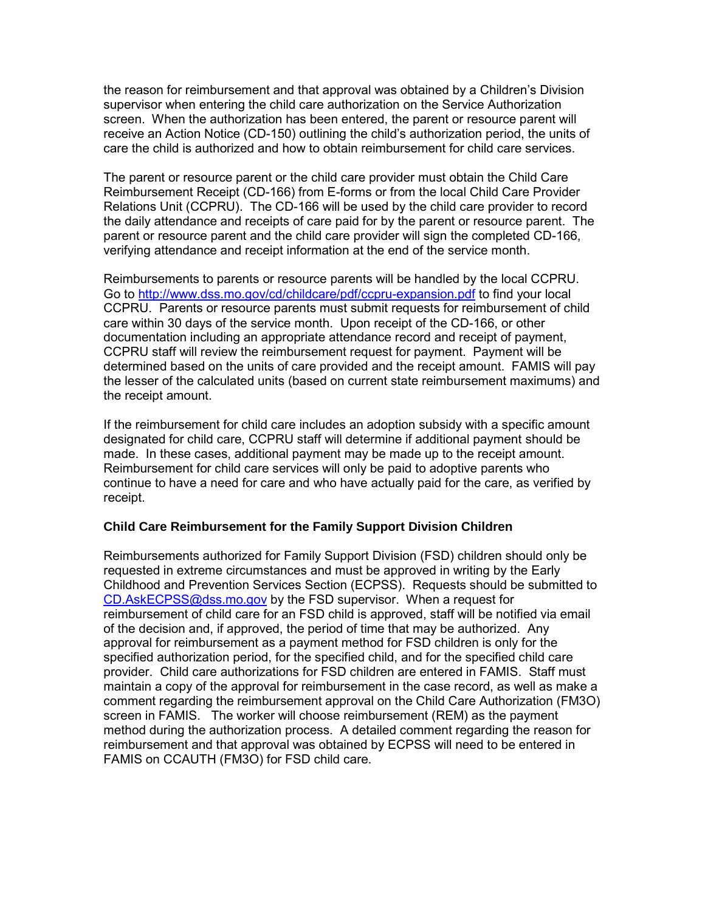the reason for reimbursement and that approval was obtained by a Children's Division supervisor when entering the child care authorization on the Service Authorization screen. When the authorization has been entered, the parent or resource parent will receive an Action Notice (CD-150) outlining the child's authorization period, the units of care the child is authorized and how to obtain reimbursement for child care services.

The parent or resource parent or the child care provider must obtain the Child Care Reimbursement Receipt (CD-166) from E-forms or from the local Child Care Provider Relations Unit (CCPRU). The CD-166 will be used by the child care provider to record the daily attendance and receipts of care paid for by the parent or resource parent. The parent or resource parent and the child care provider will sign the completed CD-166, verifying attendance and receipt information at the end of the service month.

Reimbursements to parents or resource parents will be handled by the local CCPRU. Go to [http://www.dss.mo.gov/cd/childcare/pdf/ccpru-expansion.pdf](http://www.dss.mo.gov/cd/childcare/pdf/ccpru-expansion.pdf) to find your local CCPRU. Parents or resource parents must submit requests for reimbursement of child care within 30 days of the service month. Upon receipt of the CD-166, or other documentation including an appropriate attendance record and receipt of payment, CCPRU staff will review the reimbursement request for payment. Payment will be determined based on the units of care provided and the receipt amount. FAMIS will pay the lesser of the calculated units (based on current state reimbursement maximums) and the receipt amount.

If the reimbursement for child care includes an adoption subsidy with a specific amount designated for child care, CCPRU staff will determine if additional payment should be made. In these cases, additional payment may be made up to the receipt amount. Reimbursement for child care services will only be paid to adoptive parents who continue to have a need for care and who have actually paid for the care, as verified by receipt.

**Child Care Reimbursement for the Family Support Division Children**

Reimbursements authorized for Family Support Division (FSD) children should only be requested in extreme circumstances and must be approved in writing by the Early Childhood and Prevention Services Section (ECPSS). Requests should be submitted to [CD.AskECPSS@dss.mo.gov](mailto:CD.AskECPSS@dss.mo.gov) by the FSD supervisor. When a request for reimbursement of child care for an FSD child is approved, staff will be notified via email of the decision and, if approved, the period of time that may be authorized. Any approval for reimbursement as a payment method for FSD children is only for the specified authorization period, for the specified child, and for the specified child care provider. Child care authorizations for FSD children are entered in FAMIS. Staff must maintain a copy of the approval for reimbursement in the case record, as well as make a comment regarding the reimbursement approval on the Child Care Authorization (FM3O) screen in FAMIS. The worker will choose reimbursement (REM) as the payment method during the authorization process. A detailed comment regarding the reason for reimbursement and that approval was obtained by ECPSS will need to be entered in FAMIS on CCAUTH (FM3O) for FSD child care.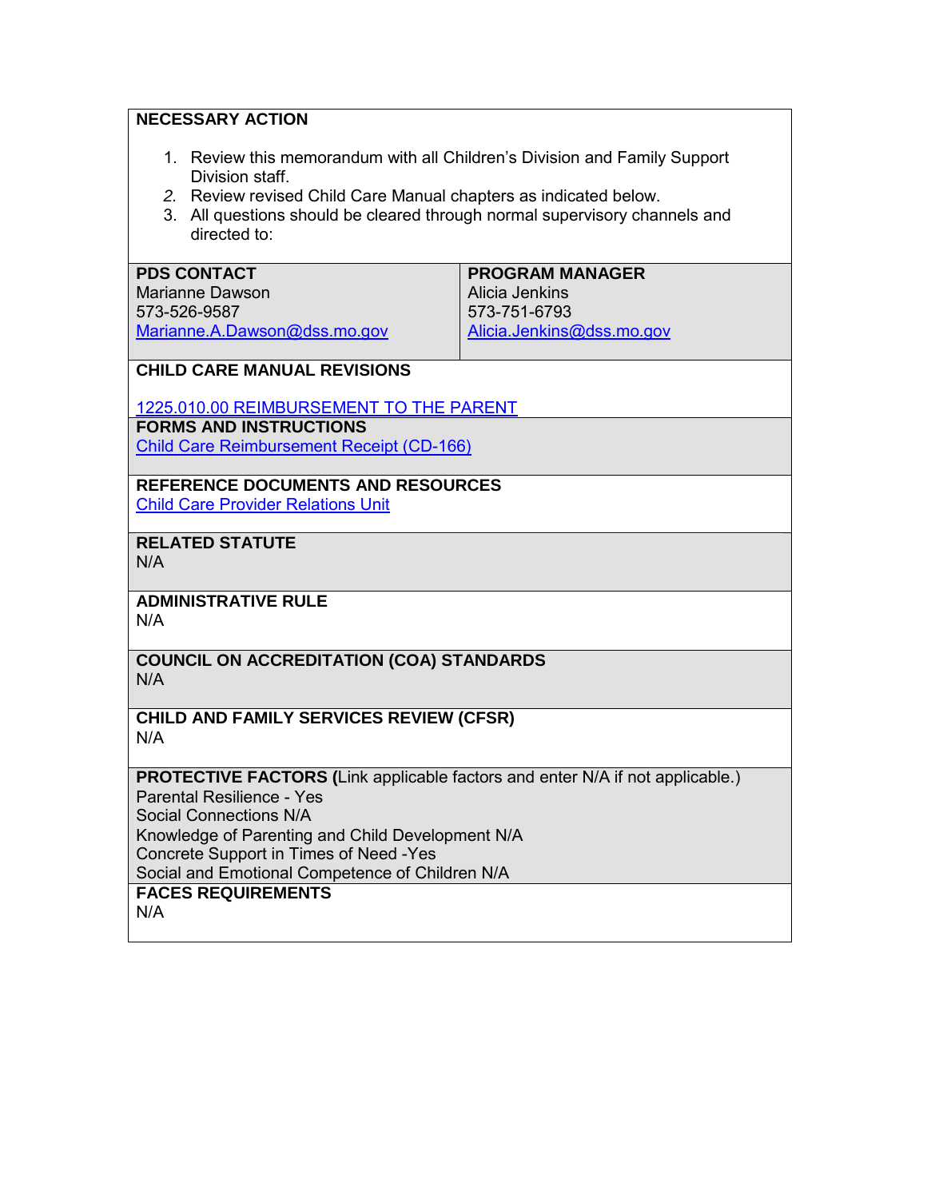**NECESSARY ACTION**

1. Review this memorandum with all Children's Division and Family Support Division staff.
2. Review revised Child Care Manual chapters as indicated below.
3. All questions should be cleared through normal supervisory channels and directed to:

| **PDS CONTACT** | **PROGRAM MANAGER** |
|---|---|
| Marianne Dawson<br>573-526-9587<br>Marianne.A.Dawson@dss.mo.gov | Alicia Jenkins<br>573-751-6793<br>Alicia.Jenkins@dss.mo.gov |

**CHILD CARE MANUAL REVISIONS**

1225.010.00 REIMBURSEMENT TO THE PARENT

**FORMS AND INSTRUCTIONS**

Child Care Reimbursement Receipt (CD-166)

**REFERENCE DOCUMENTS AND RESOURCES**

Child Care Provider Relations Unit

**RELATED STATUTE**

N/A

**ADMINISTRATIVE RULE**

N/A

**COUNCIL ON ACCREDITATION (COA) STANDARDS**

N/A

**CHILD AND FAMILY SERVICES REVIEW (CFSR)**

N/A

**PROTECTIVE FACTORS (**Link applicable factors and enter N/A if not applicable.)

Parental Resilience - Yes
Social Connections N/A
Knowledge of Parenting and Child Development N/A
Concrete Support in Times of Need -Yes
Social and Emotional Competence of Children N/A

**FACES REQUIREMENTS**

N/A